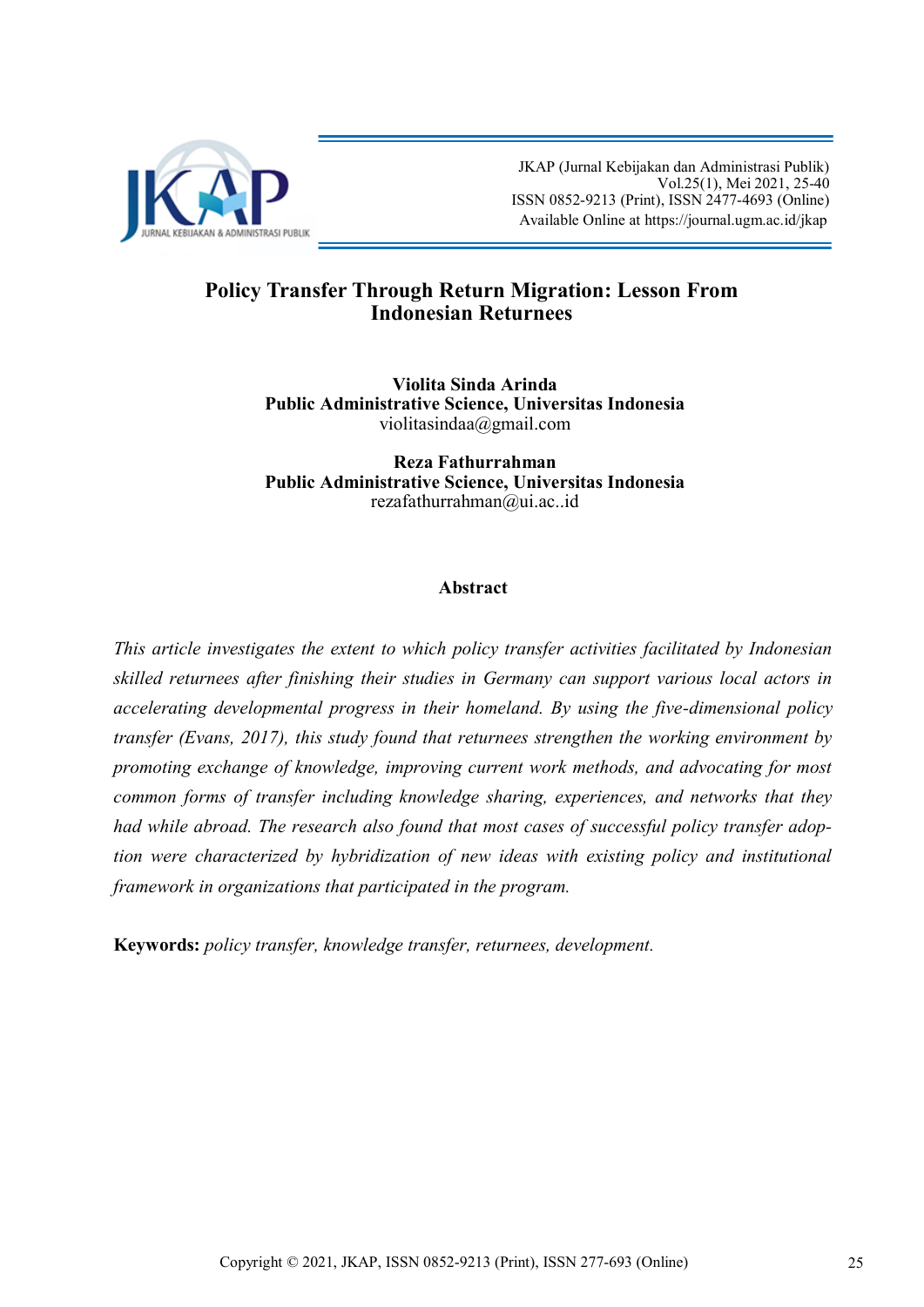# Policy Transfer Through Return Migration: Lesson From Indonesian Returnees

**Violita Sinda Arinda**
**Public Administrative Science, Universitas Indonesia**
violitasindaa@gmail.com

**Reza Fathurrahman**
**Public Administrative Science, Universitas Indonesia**
rezafathurrahman@ui.ac..id

## Abstract

*This article investigates the extent to which policy transfer activities facilitated by Indonesian skilled returnees after finishing their studies in Germany can support various local actors in accelerating developmental progress in their homeland. By using the five-dimensional policy transfer (Evans, 2017), this study found that returnees strengthen the working environment by promoting exchange of knowledge, improving current work methods, and advocating for most common forms of transfer including knowledge sharing, experiences, and networks that they had while abroad. The research also found that most cases of successful policy transfer adoption were characterized by hybridization of new ideas with existing policy and institutional framework in organizations that participated in the program.*

**Keywords:** *policy transfer, knowledge transfer, returnees, development.*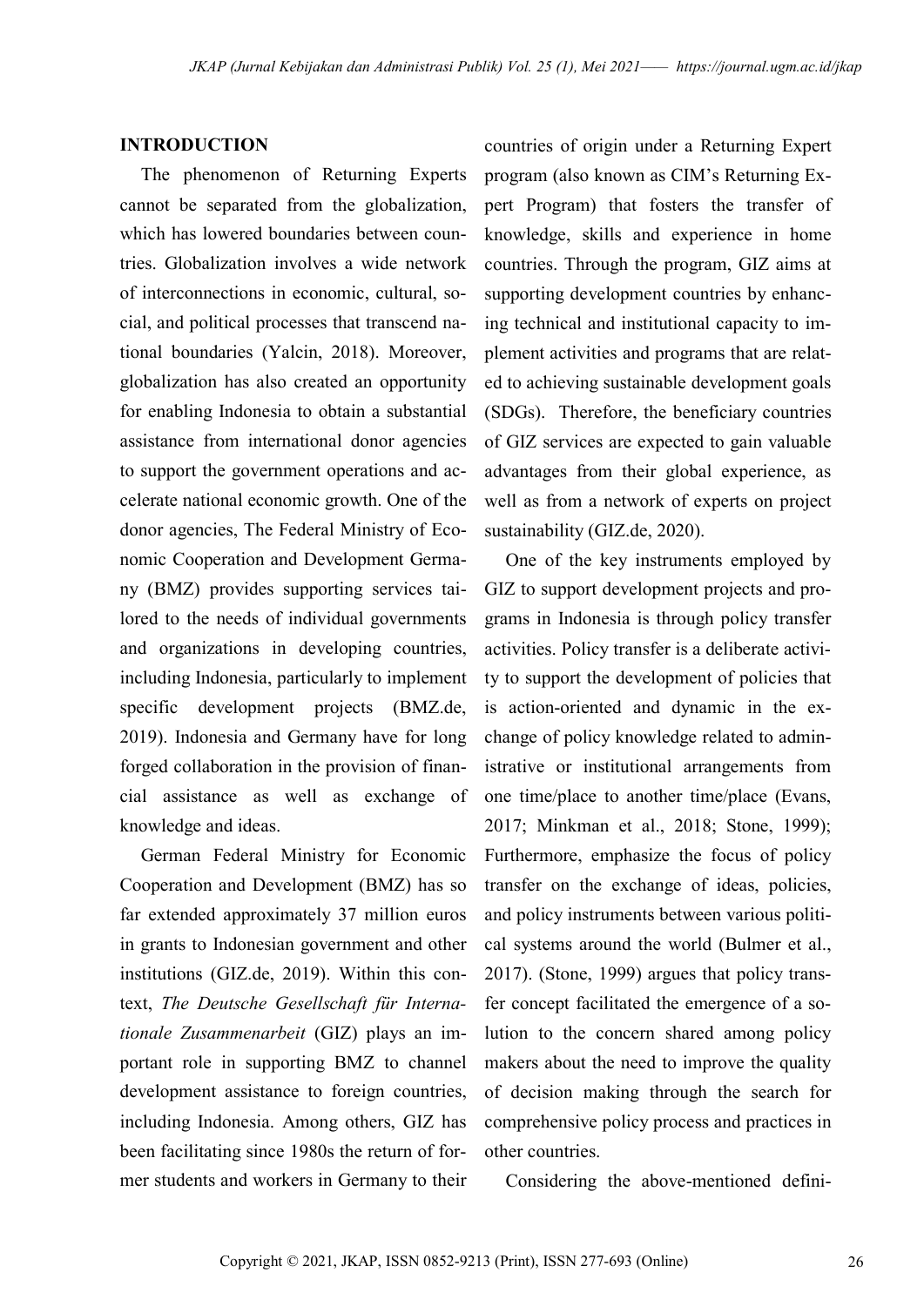## INTRODUCTION

The phenomenon of Returning Experts cannot be separated from the globalization, which has lowered boundaries between countries. Globalization involves a wide network of interconnections in economic, cultural, social, and political processes that transcend national boundaries (Yalcin, 2018). Moreover, globalization has also created an opportunity for enabling Indonesia to obtain a substantial assistance from international donor agencies to support the government operations and accelerate national economic growth. One of the donor agencies, The Federal Ministry of Economic Cooperation and Development Germany (BMZ) provides supporting services tailored to the needs of individual governments and organizations in developing countries, including Indonesia, particularly to implement specific development projects (BMZ.de, 2019). Indonesia and Germany have for long forged collaboration in the provision of financial assistance as well as exchange of knowledge and ideas.

German Federal Ministry for Economic Cooperation and Development (BMZ) has so far extended approximately 37 million euros in grants to Indonesian government and other institutions (GIZ.de, 2019). Within this context, *The Deutsche Gesellschaft für Internationale Zusammenarbeit* (GIZ) plays an important role in supporting BMZ to channel development assistance to foreign countries, including Indonesia. Among others, GIZ has been facilitating since 1980s the return of former students and workers in Germany to their countries of origin under a Returning Expert program (also known as CIM's Returning Expert Program) that fosters the transfer of knowledge, skills and experience in home countries. Through the program, GIZ aims at supporting development countries by enhancing technical and institutional capacity to implement activities and programs that are related to achieving sustainable development goals (SDGs). Therefore, the beneficiary countries of GIZ services are expected to gain valuable advantages from their global experience, as well as from a network of experts on project sustainability (GIZ.de, 2020).

One of the key instruments employed by GIZ to support development projects and programs in Indonesia is through policy transfer activities. Policy transfer is a deliberate activity to support the development of policies that is action-oriented and dynamic in the exchange of policy knowledge related to administrative or institutional arrangements from one time/place to another time/place (Evans, 2017; Minkman et al., 2018; Stone, 1999); Furthermore, emphasize the focus of policy transfer on the exchange of ideas, policies, and policy instruments between various political systems around the world (Bulmer et al., 2017). (Stone, 1999) argues that policy transfer concept facilitated the emergence of a solution to the concern shared among policy makers about the need to improve the quality of decision making through the search for comprehensive policy process and practices in other countries.

Considering the above-mentioned defini-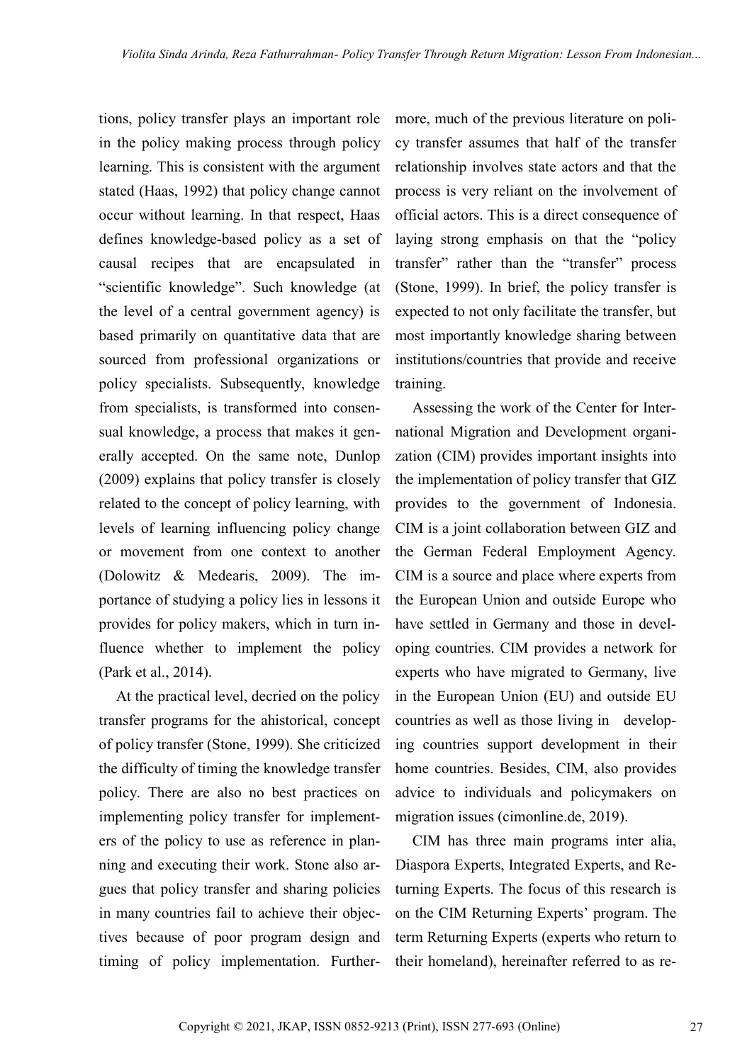tions, policy transfer plays an important role in the policy making process through policy learning. This is consistent with the argument stated (Haas, 1992) that policy change cannot occur without learning. In that respect, Haas defines knowledge-based policy as a set of causal recipes that are encapsulated in "scientific knowledge". Such knowledge (at the level of a central government agency) is based primarily on quantitative data that are sourced from professional organizations or policy specialists. Subsequently, knowledge from specialists, is transformed into consensual knowledge, a process that makes it generally accepted. On the same note, Dunlop (2009) explains that policy transfer is closely related to the concept of policy learning, with levels of learning influencing policy change or movement from one context to another (Dolowitz & Medearis, 2009). The importance of studying a policy lies in lessons it provides for policy makers, which in turn influence whether to implement the policy (Park et al., 2014).

At the practical level, decried on the policy transfer programs for the ahistorical, concept of policy transfer (Stone, 1999). She criticized the difficulty of timing the knowledge transfer policy. There are also no best practices on implementing policy transfer for implementers of the policy to use as reference in planning and executing their work. Stone also argues that policy transfer and sharing policies in many countries fail to achieve their objectives because of poor program design and timing of policy implementation. Furthermore, much of the previous literature on policy transfer assumes that half of the transfer relationship involves state actors and that the process is very reliant on the involvement of official actors. This is a direct consequence of laying strong emphasis on that the "policy transfer" rather than the "transfer" process (Stone, 1999). In brief, the policy transfer is expected to not only facilitate the transfer, but most importantly knowledge sharing between institutions/countries that provide and receive training.

Assessing the work of the Center for International Migration and Development organization (CIM) provides important insights into the implementation of policy transfer that GIZ provides to the government of Indonesia. CIM is a joint collaboration between GIZ and the German Federal Employment Agency. CIM is a source and place where experts from the European Union and outside Europe who have settled in Germany and those in developing countries. CIM provides a network for experts who have migrated to Germany, live in the European Union (EU) and outside EU countries as well as those living in developing countries support development in their home countries. Besides, CIM, also provides advice to individuals and policymakers on migration issues (cimonline.de, 2019).

CIM has three main programs inter alia, Diaspora Experts, Integrated Experts, and Returning Experts. The focus of this research is on the CIM Returning Experts' program. The term Returning Experts (experts who return to their homeland), hereinafter referred to as re-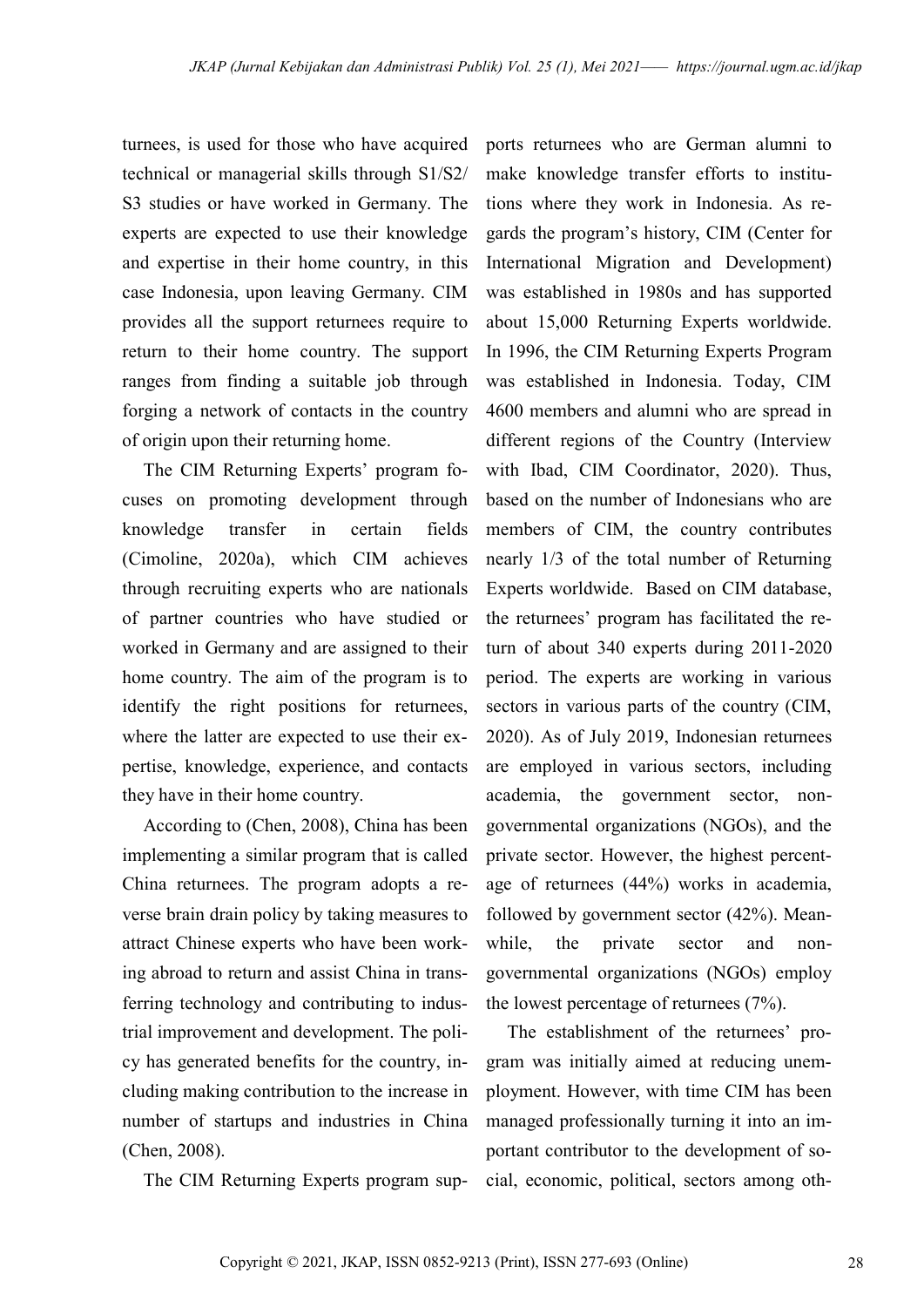turnees, is used for those who have acquired technical or managerial skills through S1/S2/ S3 studies or have worked in Germany. The experts are expected to use their knowledge and expertise in their home country, in this case Indonesia, upon leaving Germany. CIM provides all the support returnees require to return to their home country. The support ranges from finding a suitable job through forging a network of contacts in the country of origin upon their returning home.

The CIM Returning Experts' program focuses on promoting development through knowledge transfer in certain fields (Cimoline, 2020a), which CIM achieves through recruiting experts who are nationals of partner countries who have studied or worked in Germany and are assigned to their home country. The aim of the program is to identify the right positions for returnees, where the latter are expected to use their expertise, knowledge, experience, and contacts they have in their home country.

According to (Chen, 2008), China has been implementing a similar program that is called China returnees. The program adopts a reverse brain drain policy by taking measures to attract Chinese experts who have been working abroad to return and assist China in transferring technology and contributing to industrial improvement and development. The policy has generated benefits for the country, including making contribution to the increase in number of startups and industries in China (Chen, 2008).

The CIM Returning Experts program supports returnees who are German alumni to make knowledge transfer efforts to institutions where they work in Indonesia. As regards the program's history, CIM (Center for International Migration and Development) was established in 1980s and has supported about 15,000 Returning Experts worldwide. In 1996, the CIM Returning Experts Program was established in Indonesia. Today, CIM 4600 members and alumni who are spread in different regions of the Country (Interview with Ibad, CIM Coordinator, 2020). Thus, based on the number of Indonesians who are members of CIM, the country contributes nearly 1/3 of the total number of Returning Experts worldwide. Based on CIM database, the returnees' program has facilitated the return of about 340 experts during 2011-2020 period. The experts are working in various sectors in various parts of the country (CIM, 2020). As of July 2019, Indonesian returnees are employed in various sectors, including academia, the government sector, non-governmental organizations (NGOs), and the private sector. However, the highest percentage of returnees (44%) works in academia, followed by government sector (42%). Meanwhile, the private sector and non-governmental organizations (NGOs) employ the lowest percentage of returnees (7%).

The establishment of the returnees' program was initially aimed at reducing unemployment. However, with time CIM has been managed professionally turning it into an important contributor to the development of social, economic, political, sectors among oth-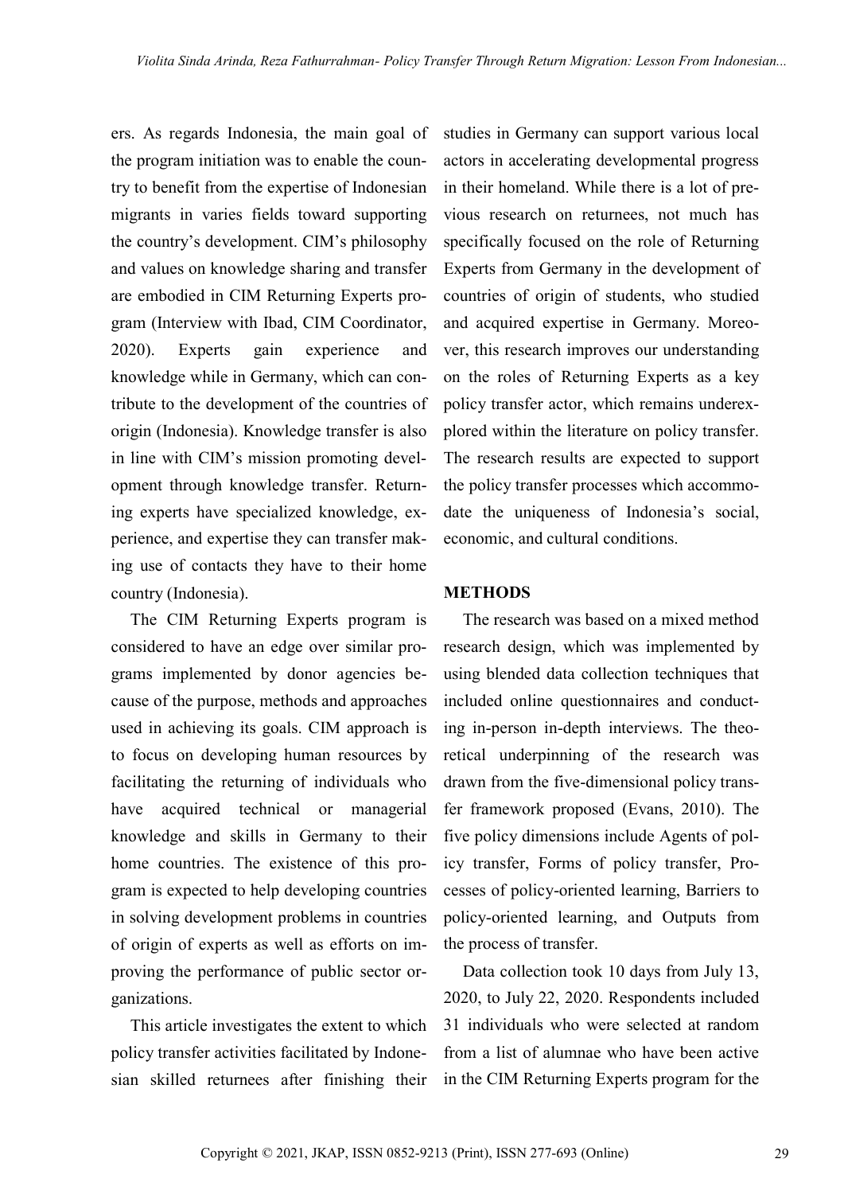ers. As regards Indonesia, the main goal of the program initiation was to enable the country to benefit from the expertise of Indonesian migrants in varies fields toward supporting the country's development. CIM's philosophy and values on knowledge sharing and transfer are embodied in CIM Returning Experts program (Interview with Ibad, CIM Coordinator, 2020). Experts gain experience and knowledge while in Germany, which can contribute to the development of the countries of origin (Indonesia). Knowledge transfer is also in line with CIM's mission promoting development through knowledge transfer. Returning experts have specialized knowledge, experience, and expertise they can transfer making use of contacts they have to their home country (Indonesia).

The CIM Returning Experts program is considered to have an edge over similar programs implemented by donor agencies because of the purpose, methods and approaches used in achieving its goals. CIM approach is to focus on developing human resources by facilitating the returning of individuals who have acquired technical or managerial knowledge and skills in Germany to their home countries. The existence of this program is expected to help developing countries in solving development problems in countries of origin of experts as well as efforts on improving the performance of public sector organizations.

This article investigates the extent to which policy transfer activities facilitated by Indonesian skilled returnees after finishing their studies in Germany can support various local actors in accelerating developmental progress in their homeland. While there is a lot of previous research on returnees, not much has specifically focused on the role of Returning Experts from Germany in the development of countries of origin of students, who studied and acquired expertise in Germany. Moreover, this research improves our understanding on the roles of Returning Experts as a key policy transfer actor, which remains underexplored within the literature on policy transfer. The research results are expected to support the policy transfer processes which accommodate the uniqueness of Indonesia's social, economic, and cultural conditions.

## METHODS

The research was based on a mixed method research design, which was implemented by using blended data collection techniques that included online questionnaires and conducting in-person in-depth interviews. The theoretical underpinning of the research was drawn from the five-dimensional policy transfer framework proposed (Evans, 2010). The five policy dimensions include Agents of policy transfer, Forms of policy transfer, Processes of policy-oriented learning, Barriers to policy-oriented learning, and Outputs from the process of transfer.

Data collection took 10 days from July 13, 2020, to July 22, 2020. Respondents included 31 individuals who were selected at random from a list of alumnae who have been active in the CIM Returning Experts program for the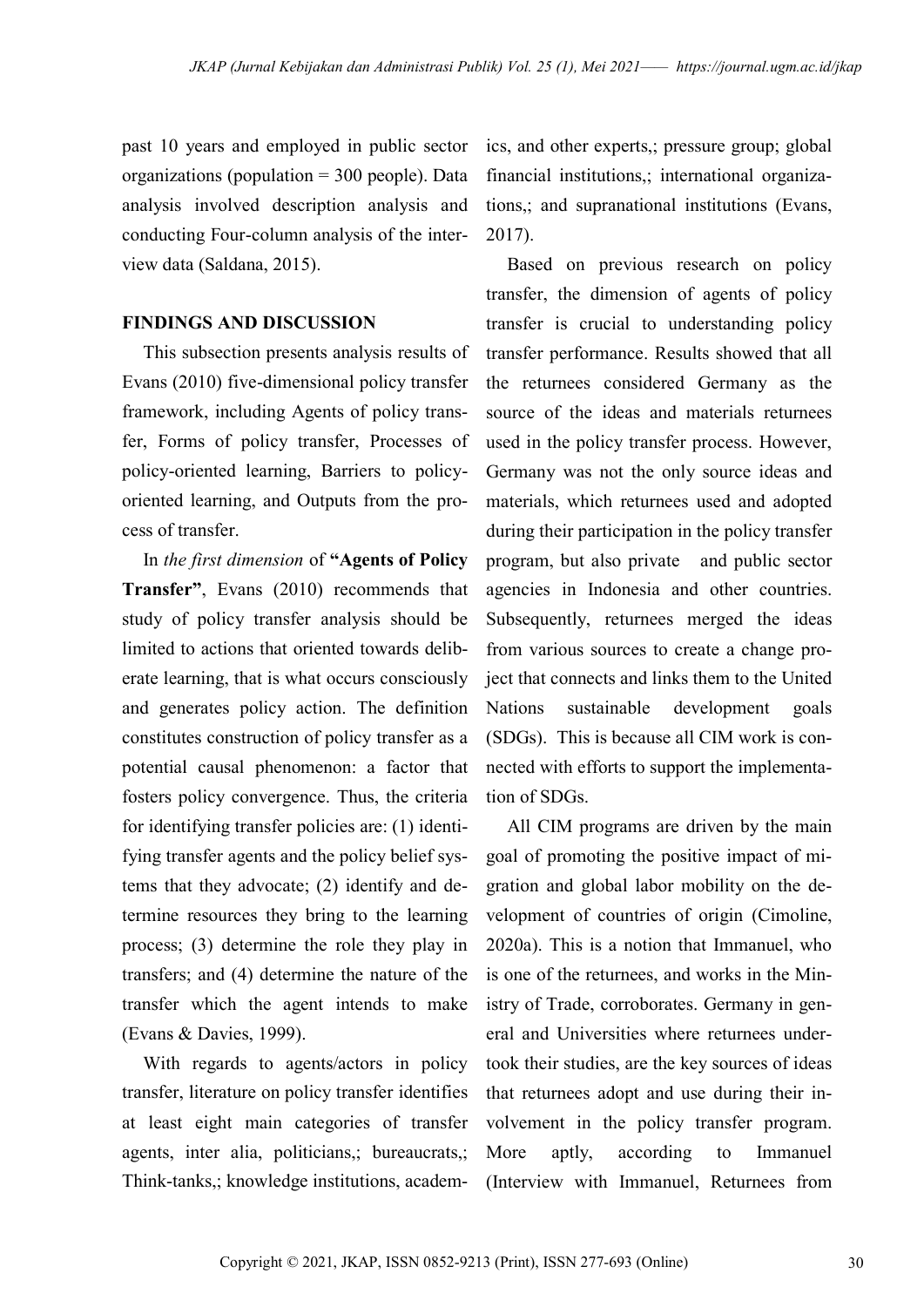past 10 years and employed in public sector organizations (population = 300 people). Data analysis involved description analysis and conducting Four-column analysis of the interview data (Saldana, 2015).

## FINDINGS AND DISCUSSION

This subsection presents analysis results of Evans (2010) five-dimensional policy transfer framework, including Agents of policy transfer, Forms of policy transfer, Processes of policy-oriented learning, Barriers to policy-oriented learning, and Outputs from the process of transfer.

In *the first dimension* of **"Agents of Policy Transfer"**, Evans (2010) recommends that study of policy transfer analysis should be limited to actions that oriented towards deliberate learning, that is what occurs consciously and generates policy action. The definition constitutes construction of policy transfer as a potential causal phenomenon: a factor that fosters policy convergence. Thus, the criteria for identifying transfer policies are: (1) identifying transfer agents and the policy belief systems that they advocate; (2) identify and determine resources they bring to the learning process; (3) determine the role they play in transfers; and (4) determine the nature of the transfer which the agent intends to make (Evans & Davies, 1999).

With regards to agents/actors in policy transfer, literature on policy transfer identifies at least eight main categories of transfer agents, inter alia, politicians,; bureaucrats,; Think-tanks,; knowledge institutions, academics, and other experts,; pressure group; global financial institutions,; international organizations,; and supranational institutions (Evans, 2017).

Based on previous research on policy transfer, the dimension of agents of policy transfer is crucial to understanding policy transfer performance. Results showed that all the returnees considered Germany as the source of the ideas and materials returnees used in the policy transfer process. However, Germany was not the only source ideas and materials, which returnees used and adopted during their participation in the policy transfer program, but also private and public sector agencies in Indonesia and other countries. Subsequently, returnees merged the ideas from various sources to create a change project that connects and links them to the United Nations sustainable development goals (SDGs). This is because all CIM work is connected with efforts to support the implementation of SDGs.

All CIM programs are driven by the main goal of promoting the positive impact of migration and global labor mobility on the development of countries of origin (Cimoline, 2020a). This is a notion that Immanuel, who is one of the returnees, and works in the Ministry of Trade, corroborates. Germany in general and Universities where returnees undertook their studies, are the key sources of ideas that returnees adopt and use during their involvement in the policy transfer program. More aptly, according to Immanuel (Interview with Immanuel, Returnees from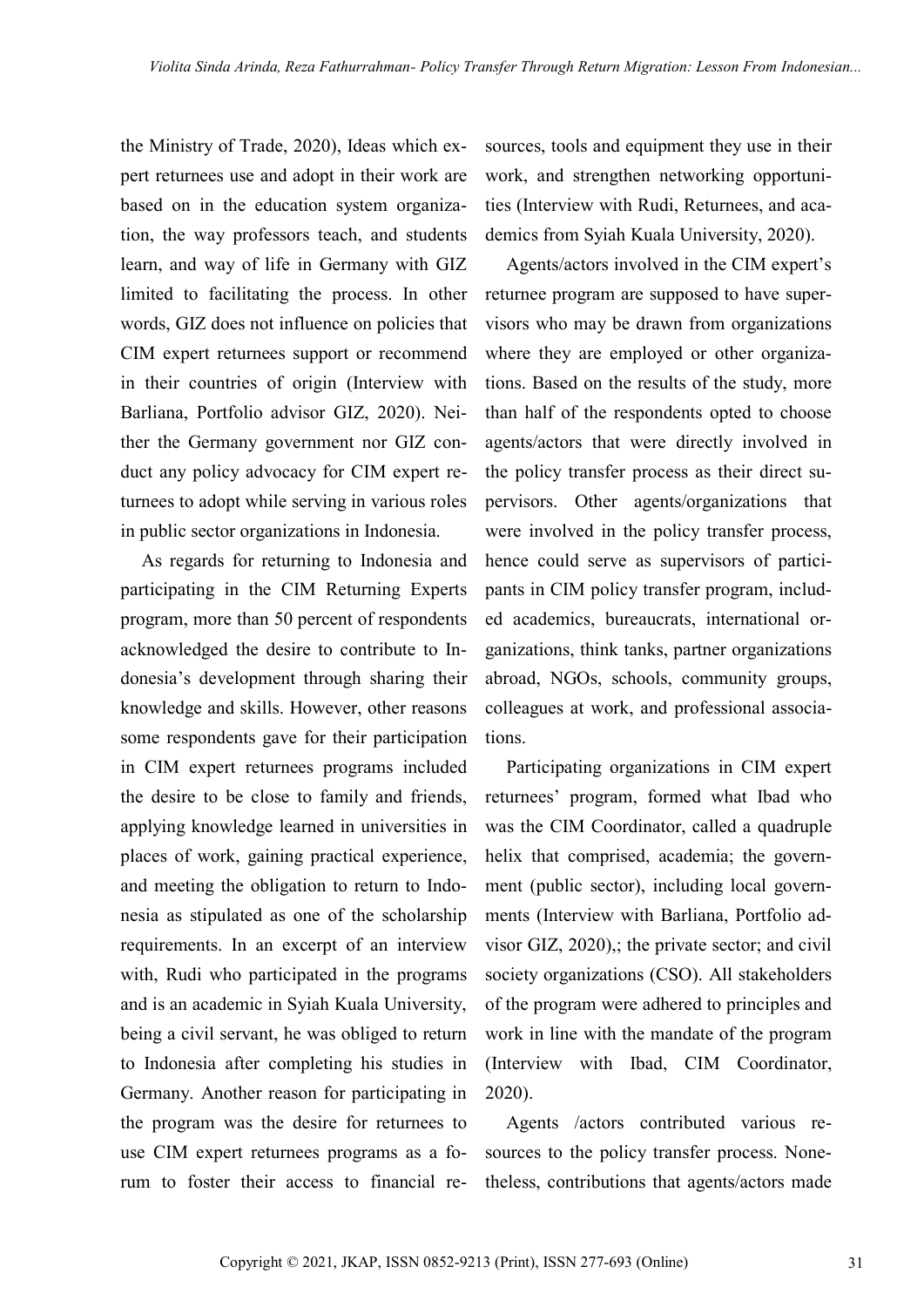the Ministry of Trade, 2020), Ideas which expert returnees use and adopt in their work are based on in the education system organization, the way professors teach, and students learn, and way of life in Germany with GIZ limited to facilitating the process. In other words, GIZ does not influence on policies that CIM expert returnees support or recommend in their countries of origin (Interview with Barliana, Portfolio advisor GIZ, 2020). Neither the Germany government nor GIZ conduct any policy advocacy for CIM expert returnees to adopt while serving in various roles in public sector organizations in Indonesia.

As regards for returning to Indonesia and participating in the CIM Returning Experts program, more than 50 percent of respondents acknowledged the desire to contribute to Indonesia's development through sharing their knowledge and skills. However, other reasons some respondents gave for their participation in CIM expert returnees programs included the desire to be close to family and friends, applying knowledge learned in universities in places of work, gaining practical experience, and meeting the obligation to return to Indonesia as stipulated as one of the scholarship requirements. In an excerpt of an interview with, Rudi who participated in the programs and is an academic in Syiah Kuala University, being a civil servant, he was obliged to return to Indonesia after completing his studies in Germany. Another reason for participating in the program was the desire for returnees to use CIM expert returnees programs as a forum to foster their access to financial resources, tools and equipment they use in their work, and strengthen networking opportunities (Interview with Rudi, Returnees, and academics from Syiah Kuala University, 2020).

Agents/actors involved in the CIM expert's returnee program are supposed to have supervisors who may be drawn from organizations where they are employed or other organizations. Based on the results of the study, more than half of the respondents opted to choose agents/actors that were directly involved in the policy transfer process as their direct supervisors. Other agents/organizations that were involved in the policy transfer process, hence could serve as supervisors of participants in CIM policy transfer program, included academics, bureaucrats, international organizations, think tanks, partner organizations abroad, NGOs, schools, community groups, colleagues at work, and professional associations.

Participating organizations in CIM expert returnees' program, formed what Ibad who was the CIM Coordinator, called a quadruple helix that comprised, academia; the government (public sector), including local governments (Interview with Barliana, Portfolio advisor GIZ, 2020),; the private sector; and civil society organizations (CSO). All stakeholders of the program were adhered to principles and work in line with the mandate of the program (Interview with Ibad, CIM Coordinator, 2020).

Agents /actors contributed various resources to the policy transfer process. Nonetheless, contributions that agents/actors made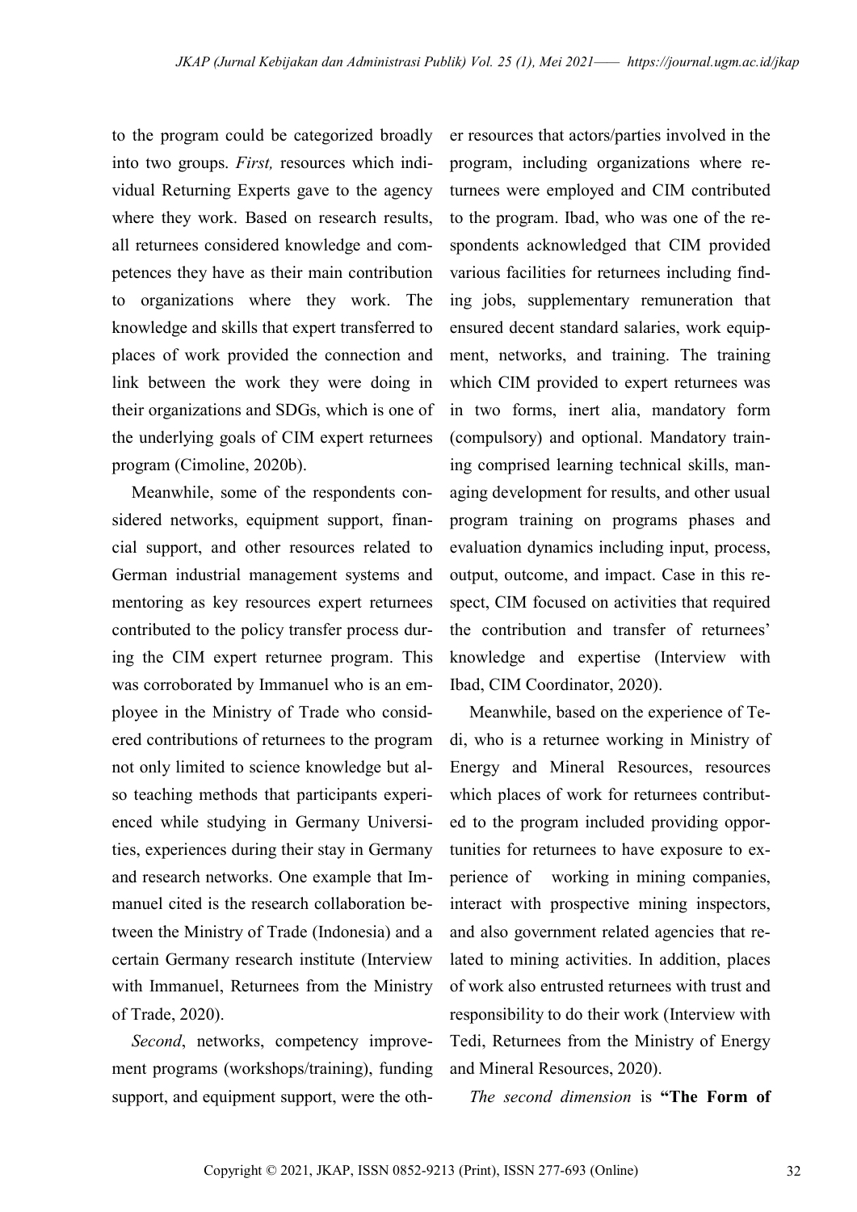to the program could be categorized broadly into two groups. *First,* resources which individual Returning Experts gave to the agency where they work. Based on research results, all returnees considered knowledge and competences they have as their main contribution to organizations where they work. The knowledge and skills that expert transferred to places of work provided the connection and link between the work they were doing in their organizations and SDGs, which is one of the underlying goals of CIM expert returnees program (Cimoline, 2020b).

Meanwhile, some of the respondents considered networks, equipment support, financial support, and other resources related to German industrial management systems and mentoring as key resources expert returnees contributed to the policy transfer process during the CIM expert returnee program. This was corroborated by Immanuel who is an employee in the Ministry of Trade who considered contributions of returnees to the program not only limited to science knowledge but also teaching methods that participants experienced while studying in Germany Universities, experiences during their stay in Germany and research networks. One example that Immanuel cited is the research collaboration between the Ministry of Trade (Indonesia) and a certain Germany research institute (Interview with Immanuel, Returnees from the Ministry of Trade, 2020).

*Second*, networks, competency improvement programs (workshops/training), funding support, and equipment support, were the other resources that actors/parties involved in the program, including organizations where returnees were employed and CIM contributed to the program. Ibad, who was one of the respondents acknowledged that CIM provided various facilities for returnees including finding jobs, supplementary remuneration that ensured decent standard salaries, work equipment, networks, and training. The training which CIM provided to expert returnees was in two forms, inert alia, mandatory form (compulsory) and optional. Mandatory training comprised learning technical skills, managing development for results, and other usual program training on programs phases and evaluation dynamics including input, process, output, outcome, and impact. Case in this respect, CIM focused on activities that required the contribution and transfer of returnees' knowledge and expertise (Interview with Ibad, CIM Coordinator, 2020).

Meanwhile, based on the experience of Tedi, who is a returnee working in Ministry of Energy and Mineral Resources, resources which places of work for returnees contributed to the program included providing opportunities for returnees to have exposure to experience of working in mining companies, interact with prospective mining inspectors, and also government related agencies that related to mining activities. In addition, places of work also entrusted returnees with trust and responsibility to do their work (Interview with Tedi, Returnees from the Ministry of Energy and Mineral Resources, 2020).

*The second dimension* is **"The Form of**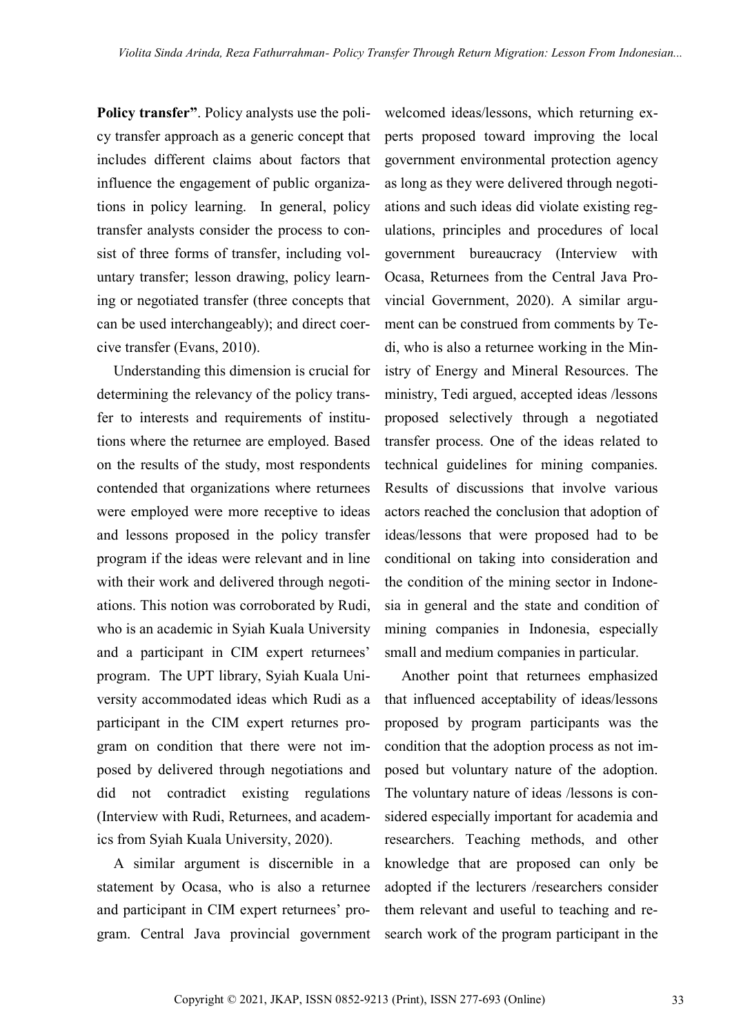**Policy transfer"**. Policy analysts use the policy transfer approach as a generic concept that includes different claims about factors that influence the engagement of public organizations in policy learning. In general, policy transfer analysts consider the process to consist of three forms of transfer, including voluntary transfer; lesson drawing, policy learning or negotiated transfer (three concepts that can be used interchangeably); and direct coercive transfer (Evans, 2010).

Understanding this dimension is crucial for determining the relevancy of the policy transfer to interests and requirements of institutions where the returnee are employed. Based on the results of the study, most respondents contended that organizations where returnees were employed were more receptive to ideas and lessons proposed in the policy transfer program if the ideas were relevant and in line with their work and delivered through negotiations. This notion was corroborated by Rudi, who is an academic in Syiah Kuala University and a participant in CIM expert returnees' program. The UPT library, Syiah Kuala University accommodated ideas which Rudi as a participant in the CIM expert returnes program on condition that there were not imposed by delivered through negotiations and did not contradict existing regulations (Interview with Rudi, Returnees, and academics from Syiah Kuala University, 2020).

A similar argument is discernible in a statement by Ocasa, who is also a returnee and participant in CIM expert returnees' program. Central Java provincial government welcomed ideas/lessons, which returning experts proposed toward improving the local government environmental protection agency as long as they were delivered through negotiations and such ideas did violate existing regulations, principles and procedures of local government bureaucracy (Interview with Ocasa, Returnees from the Central Java Provincial Government, 2020). A similar argument can be construed from comments by Tedi, who is also a returnee working in the Ministry of Energy and Mineral Resources. The ministry, Tedi argued, accepted ideas /lessons proposed selectively through a negotiated transfer process. One of the ideas related to technical guidelines for mining companies. Results of discussions that involve various actors reached the conclusion that adoption of ideas/lessons that were proposed had to be conditional on taking into consideration and the condition of the mining sector in Indonesia in general and the state and condition of mining companies in Indonesia, especially small and medium companies in particular.

Another point that returnees emphasized that influenced acceptability of ideas/lessons proposed by program participants was the condition that the adoption process as not imposed but voluntary nature of the adoption. The voluntary nature of ideas /lessons is considered especially important for academia and researchers. Teaching methods, and other knowledge that are proposed can only be adopted if the lecturers /researchers consider them relevant and useful to teaching and research work of the program participant in the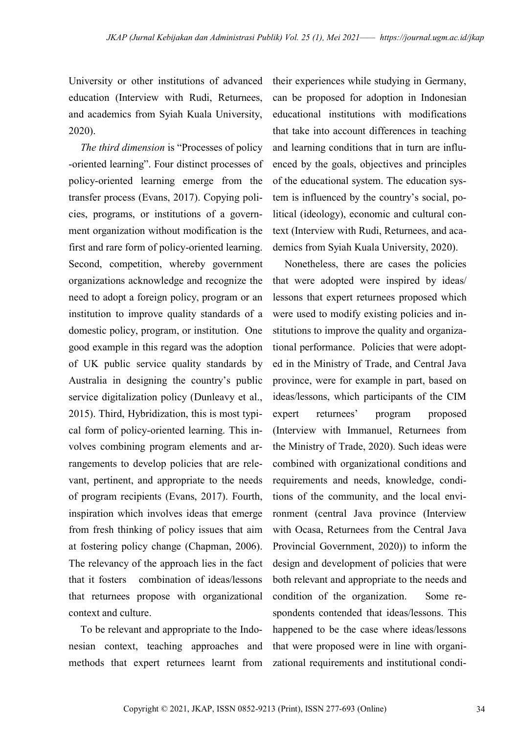University or other institutions of advanced education (Interview with Rudi, Returnees, and academics from Syiah Kuala University, 2020).

*The third dimension* is "Processes of policy -oriented learning". Four distinct processes of policy-oriented learning emerge from the transfer process (Evans, 2017). Copying policies, programs, or institutions of a government organization without modification is the first and rare form of policy-oriented learning. Second, competition, whereby government organizations acknowledge and recognize the need to adopt a foreign policy, program or an institution to improve quality standards of a domestic policy, program, or institution. One good example in this regard was the adoption of UK public service quality standards by Australia in designing the country's public service digitalization policy (Dunleavy et al., 2015). Third, Hybridization, this is most typical form of policy-oriented learning. This involves combining program elements and arrangements to develop policies that are relevant, pertinent, and appropriate to the needs of program recipients (Evans, 2017). Fourth, inspiration which involves ideas that emerge from fresh thinking of policy issues that aim at fostering policy change (Chapman, 2006). The relevancy of the approach lies in the fact that it fosters combination of ideas/lessons that returnees propose with organizational context and culture.

To be relevant and appropriate to the Indonesian context, teaching approaches and methods that expert returnees learnt from their experiences while studying in Germany, can be proposed for adoption in Indonesian educational institutions with modifications that take into account differences in teaching and learning conditions that in turn are influenced by the goals, objectives and principles of the educational system. The education system is influenced by the country's social, political (ideology), economic and cultural context (Interview with Rudi, Returnees, and academics from Syiah Kuala University, 2020).

Nonetheless, there are cases the policies that were adopted were inspired by ideas/ lessons that expert returnees proposed which were used to modify existing policies and institutions to improve the quality and organizational performance. Policies that were adopted in the Ministry of Trade, and Central Java province, were for example in part, based on ideas/lessons, which participants of the CIM expert returnees' program proposed (Interview with Immanuel, Returnees from the Ministry of Trade, 2020). Such ideas were combined with organizational conditions and requirements and needs, knowledge, conditions of the community, and the local environment (central Java province (Interview with Ocasa, Returnees from the Central Java Provincial Government, 2020)) to inform the design and development of policies that were both relevant and appropriate to the needs and condition of the organization. Some respondents contended that ideas/lessons. This happened to be the case where ideas/lessons that were proposed were in line with organizational requirements and institutional condi-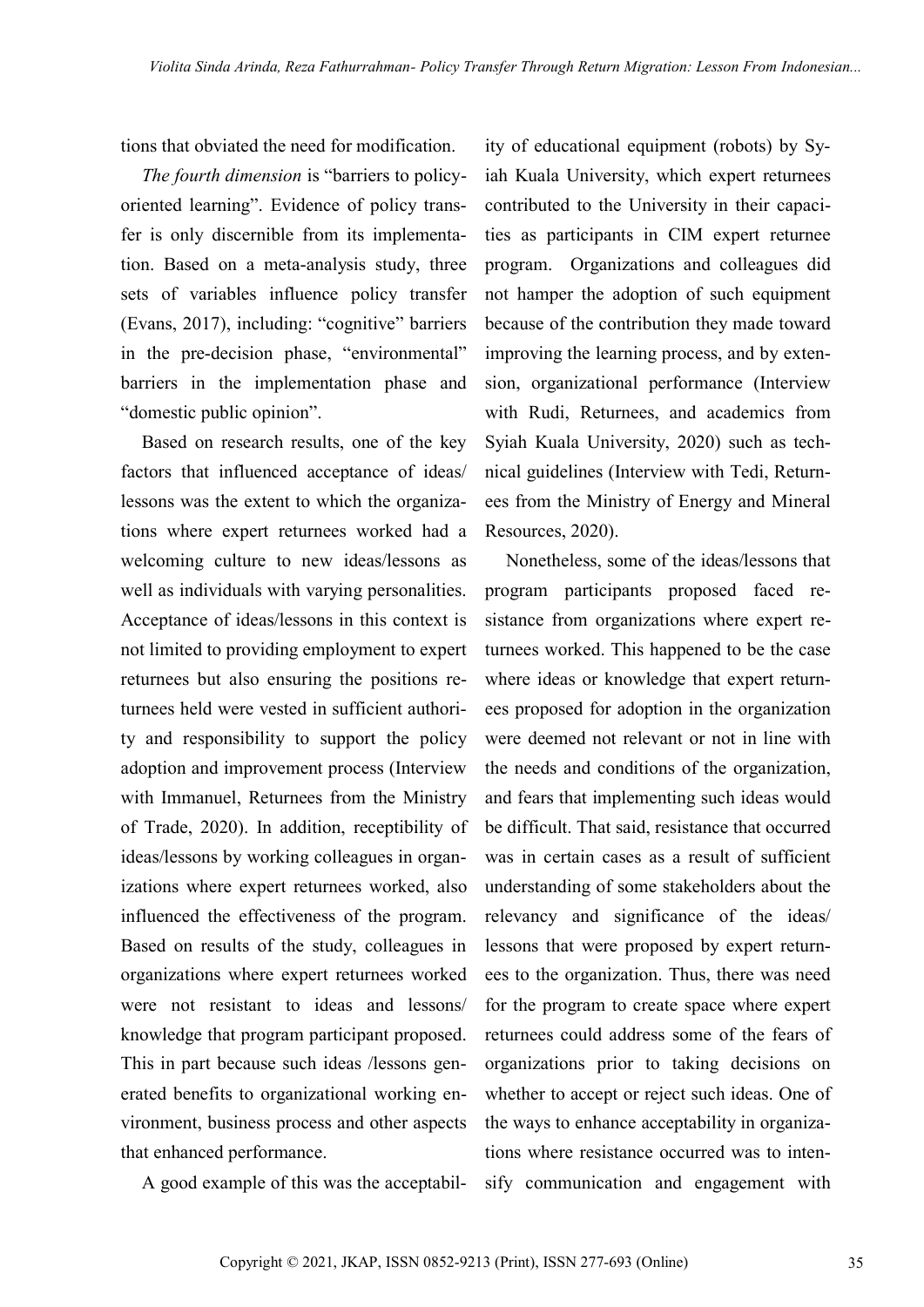tions that obviated the need for modification.

*The fourth dimension* is "barriers to policy-oriented learning". Evidence of policy transfer is only discernible from its implementation. Based on a meta-analysis study, three sets of variables influence policy transfer (Evans, 2017), including: "cognitive" barriers in the pre-decision phase, "environmental" barriers in the implementation phase and "domestic public opinion".

Based on research results, one of the key factors that influenced acceptance of ideas/ lessons was the extent to which the organizations where expert returnees worked had a welcoming culture to new ideas/lessons as well as individuals with varying personalities. Acceptance of ideas/lessons in this context is not limited to providing employment to expert returnees but also ensuring the positions returnees held were vested in sufficient authority and responsibility to support the policy adoption and improvement process (Interview with Immanuel, Returnees from the Ministry of Trade, 2020). In addition, receptibility of ideas/lessons by working colleagues in organizations where expert returnees worked, also influenced the effectiveness of the program. Based on results of the study, colleagues in organizations where expert returnees worked were not resistant to ideas and lessons/ knowledge that program participant proposed. This in part because such ideas /lessons generated benefits to organizational working environment, business process and other aspects that enhanced performance.

A good example of this was the acceptability of educational equipment (robots) by Syiah Kuala University, which expert returnees contributed to the University in their capacities as participants in CIM expert returnee program. Organizations and colleagues did not hamper the adoption of such equipment because of the contribution they made toward improving the learning process, and by extension, organizational performance (Interview with Rudi, Returnees, and academics from Syiah Kuala University, 2020) such as technical guidelines (Interview with Tedi, Returnees from the Ministry of Energy and Mineral Resources, 2020).

Nonetheless, some of the ideas/lessons that program participants proposed faced resistance from organizations where expert returnees worked. This happened to be the case where ideas or knowledge that expert returnees proposed for adoption in the organization were deemed not relevant or not in line with the needs and conditions of the organization, and fears that implementing such ideas would be difficult. That said, resistance that occurred was in certain cases as a result of sufficient understanding of some stakeholders about the relevancy and significance of the ideas/ lessons that were proposed by expert returnees to the organization. Thus, there was need for the program to create space where expert returnees could address some of the fears of organizations prior to taking decisions on whether to accept or reject such ideas. One of the ways to enhance acceptability in organizations where resistance occurred was to intensify communication and engagement with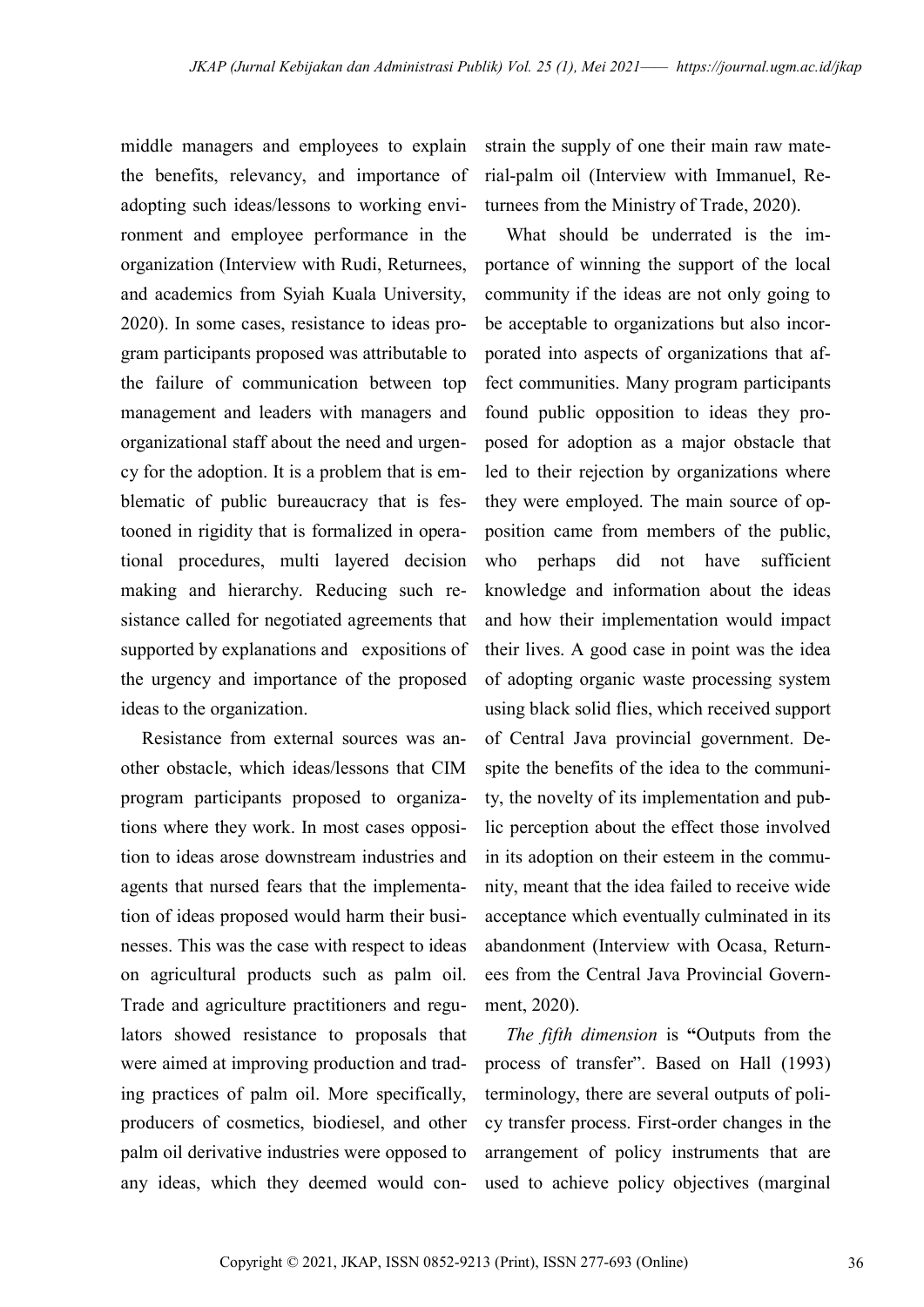middle managers and employees to explain the benefits, relevancy, and importance of adopting such ideas/lessons to working environment and employee performance in the organization (Interview with Rudi, Returnees, and academics from Syiah Kuala University, 2020). In some cases, resistance to ideas program participants proposed was attributable to the failure of communication between top management and leaders with managers and organizational staff about the need and urgency for the adoption. It is a problem that is emblematic of public bureaucracy that is festooned in rigidity that is formalized in operational procedures, multi layered decision making and hierarchy. Reducing such resistance called for negotiated agreements that supported by explanations and expositions of the urgency and importance of the proposed ideas to the organization.

Resistance from external sources was another obstacle, which ideas/lessons that CIM program participants proposed to organizations where they work. In most cases opposition to ideas arose downstream industries and agents that nursed fears that the implementation of ideas proposed would harm their businesses. This was the case with respect to ideas on agricultural products such as palm oil. Trade and agriculture practitioners and regulators showed resistance to proposals that were aimed at improving production and trading practices of palm oil. More specifically, producers of cosmetics, biodiesel, and other palm oil derivative industries were opposed to any ideas, which they deemed would constrain the supply of one their main raw material-palm oil (Interview with Immanuel, Returnees from the Ministry of Trade, 2020).

What should be underrated is the importance of winning the support of the local community if the ideas are not only going to be acceptable to organizations but also incorporated into aspects of organizations that affect communities. Many program participants found public opposition to ideas they proposed for adoption as a major obstacle that led to their rejection by organizations where they were employed. The main source of opposition came from members of the public, who perhaps did not have sufficient knowledge and information about the ideas and how their implementation would impact their lives. A good case in point was the idea of adopting organic waste processing system using black solid flies, which received support of Central Java provincial government. Despite the benefits of the idea to the community, the novelty of its implementation and public perception about the effect those involved in its adoption on their esteem in the community, meant that the idea failed to receive wide acceptance which eventually culminated in its abandonment (Interview with Ocasa, Returnees from the Central Java Provincial Government, 2020).

*The fifth dimension* is **"**Outputs from the process of transfer". Based on Hall (1993) terminology, there are several outputs of policy transfer process. First-order changes in the arrangement of policy instruments that are used to achieve policy objectives (marginal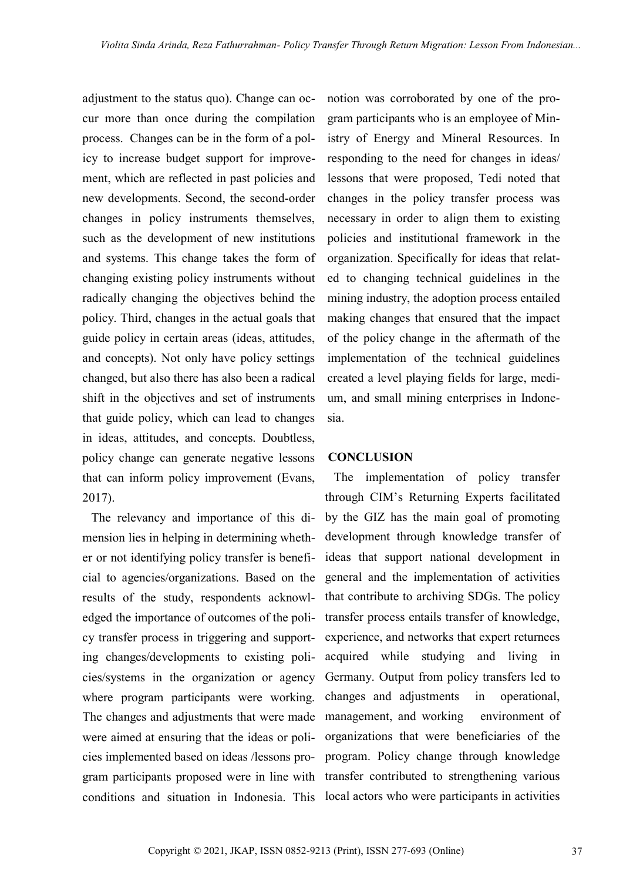adjustment to the status quo). Change can occur more than once during the compilation process. Changes can be in the form of a policy to increase budget support for improvement, which are reflected in past policies and new developments. Second, the second-order changes in policy instruments themselves, such as the development of new institutions and systems. This change takes the form of changing existing policy instruments without radically changing the objectives behind the policy. Third, changes in the actual goals that guide policy in certain areas (ideas, attitudes, and concepts). Not only have policy settings changed, but also there has also been a radical shift in the objectives and set of instruments that guide policy, which can lead to changes in ideas, attitudes, and concepts. Doubtless, policy change can generate negative lessons that can inform policy improvement (Evans, 2017).

The relevancy and importance of this dimension lies in helping in determining whether or not identifying policy transfer is beneficial to agencies/organizations. Based on the results of the study, respondents acknowledged the importance of outcomes of the policy transfer process in triggering and supporting changes/developments to existing policies/systems in the organization or agency where program participants were working. The changes and adjustments that were made were aimed at ensuring that the ideas or policies implemented based on ideas /lessons program participants proposed were in line with conditions and situation in Indonesia. This notion was corroborated by one of the program participants who is an employee of Ministry of Energy and Mineral Resources. In responding to the need for changes in ideas/ lessons that were proposed, Tedi noted that changes in the policy transfer process was necessary in order to align them to existing policies and institutional framework in the organization. Specifically for ideas that related to changing technical guidelines in the mining industry, the adoption process entailed making changes that ensured that the impact of the policy change in the aftermath of the implementation of the technical guidelines created a level playing fields for large, medium, and small mining enterprises in Indonesia.

## CONCLUSION

The implementation of policy transfer through CIM's Returning Experts facilitated by the GIZ has the main goal of promoting development through knowledge transfer of ideas that support national development in general and the implementation of activities that contribute to archiving SDGs. The policy transfer process entails transfer of knowledge, experience, and networks that expert returnees acquired while studying and living in Germany. Output from policy transfers led to changes and adjustments in operational, management, and working environment of organizations that were beneficiaries of the program. Policy change through knowledge transfer contributed to strengthening various local actors who were participants in activities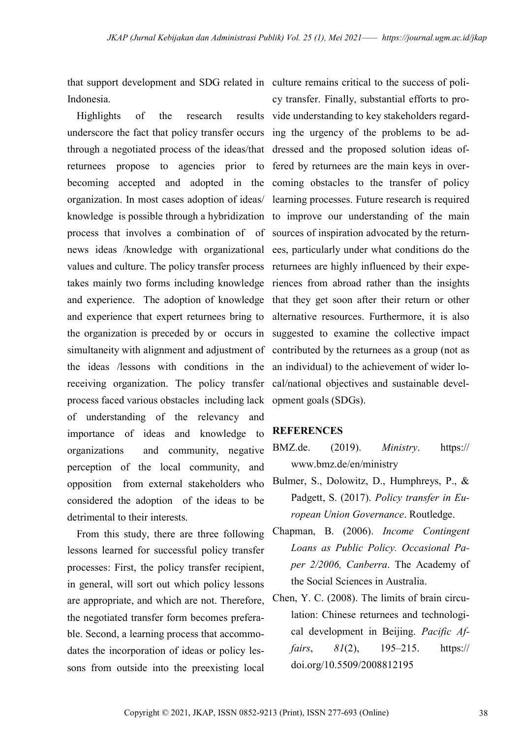that support development and SDG related in Indonesia.

Highlights of the research results underscore the fact that policy transfer occurs through a negotiated process of the ideas/that returnees propose to agencies prior to becoming accepted and adopted in the organization. In most cases adoption of ideas/ knowledge is possible through a hybridization process that involves a combination of of news ideas /knowledge with organizational values and culture. The policy transfer process takes mainly two forms including knowledge and experience. The adoption of knowledge and experience that expert returnees bring to the organization is preceded by or occurs in simultaneity with alignment and adjustment of the ideas /lessons with conditions in the receiving organization. The policy transfer process faced various obstacles including lack of understanding of the relevancy and importance of ideas and knowledge to organizations and community, negative perception of the local community, and opposition from external stakeholders who considered the adoption of the ideas to be detrimental to their interests.

From this study, there are three following lessons learned for successful policy transfer processes: First, the policy transfer recipient, in general, will sort out which policy lessons are appropriate, and which are not. Therefore, the negotiated transfer form becomes preferable. Second, a learning process that accommodates the incorporation of ideas or policy lessons from outside into the preexisting local culture remains critical to the success of policy transfer. Finally, substantial efforts to provide understanding to key stakeholders regarding the urgency of the problems to be addressed and the proposed solution ideas offered by returnees are the main keys in overcoming obstacles to the transfer of policy learning processes. Future research is required to improve our understanding of the main sources of inspiration advocated by the returnees, particularly under what conditions do the returnees are highly influenced by their experiences from abroad rather than the insights that they get soon after their return or other alternative resources. Furthermore, it is also suggested to examine the collective impact contributed by the returnees as a group (not as an individual) to the achievement of wider local/national objectives and sustainable development goals (SDGs).

## REFERENCES

BMZ.de. (2019). *Ministry*. https://www.bmz.de/en/ministry

Bulmer, S., Dolowitz, D., Humphreys, P., & Padgett, S. (2017). *Policy transfer in European Union Governance*. Routledge.

Chapman, B. (2006). *Income Contingent Loans as Public Policy. Occasional Paper 2/2006, Canberra*. The Academy of the Social Sciences in Australia.

Chen, Y. C. (2008). The limits of brain circulation: Chinese returnees and technological development in Beijing. *Pacific Affairs*, *81*(2), 195–215. https://doi.org/10.5509/2008812195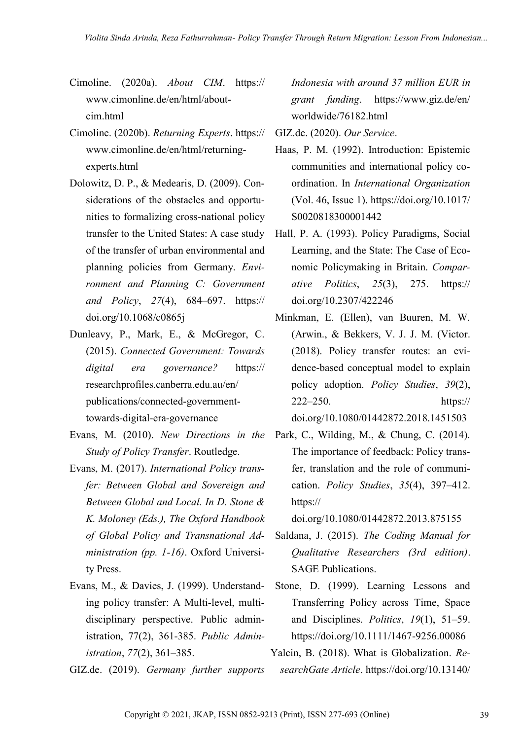Cimoline. (2020a). *About CIM*. https://www.cimonline.de/en/html/about-cim.html

Cimoline. (2020b). *Returning Experts*. https://www.cimonline.de/en/html/returning-experts.html

Dolowitz, D. P., & Medearis, D. (2009). Considerations of the obstacles and opportunities to formalizing cross-national policy transfer to the United States: A case study of the transfer of urban environmental and planning policies from Germany. *Environment and Planning C: Government and Policy*, *27*(4), 684–697. https://doi.org/10.1068/c0865j

Dunleavy, P., Mark, E., & McGregor, C. (2015). *Connected Government: Towards digital era governance?* https://researchprofiles.canberra.edu.au/en/publications/connected-government-towards-digital-era-governance

Evans, M. (2010). *New Directions in the Study of Policy Transfer*. Routledge.

Evans, M. (2017). *International Policy transfer: Between Global and Sovereign and Between Global and Local. In D. Stone & K. Moloney (Eds.), The Oxford Handbook of Global Policy and Transnational Administration (pp. 1-16)*. Oxford University Press.

Evans, M., & Davies, J. (1999). Understanding policy transfer: A Multi-level, multi-disciplinary perspective. Public administration, 77(2), 361-385. *Public Administration*, *77*(2), 361–385.

GIZ.de. (2019). *Germany further supports Indonesia with around 37 million EUR in grant funding*. https://www.giz.de/en/worldwide/76182.html

GIZ.de. (2020). *Our Service*.

Haas, P. M. (1992). Introduction: Epistemic communities and international policy coordination. In *International Organization* (Vol. 46, Issue 1). https://doi.org/10.1017/S0020818300001442

Hall, P. A. (1993). Policy Paradigms, Social Learning, and the State: The Case of Economic Policymaking in Britain. *Comparative Politics*, *25*(3), 275. https://doi.org/10.2307/422246

Minkman, E. (Ellen), van Buuren, M. W. (Arwin., & Bekkers, V. J. J. M. (Victor. (2018). Policy transfer routes: an evidence-based conceptual model to explain policy adoption. *Policy Studies*, *39*(2), 222–250. https://doi.org/10.1080/01442872.2018.1451503

Park, C., Wilding, M., & Chung, C. (2014). The importance of feedback: Policy transfer, translation and the role of communication. *Policy Studies*, *35*(4), 397–412. https://doi.org/10.1080/01442872.2013.875155

Saldana, J. (2015). *The Coding Manual for Qualitative Researchers (3rd edition)*. SAGE Publications.

Stone, D. (1999). Learning Lessons and Transferring Policy across Time, Space and Disciplines. *Politics*, *19*(1), 51–59. https://doi.org/10.1111/1467-9256.00086

Yalcin, B. (2018). What is Globalization. *ResearchGate Article*. https://doi.org/10.13140/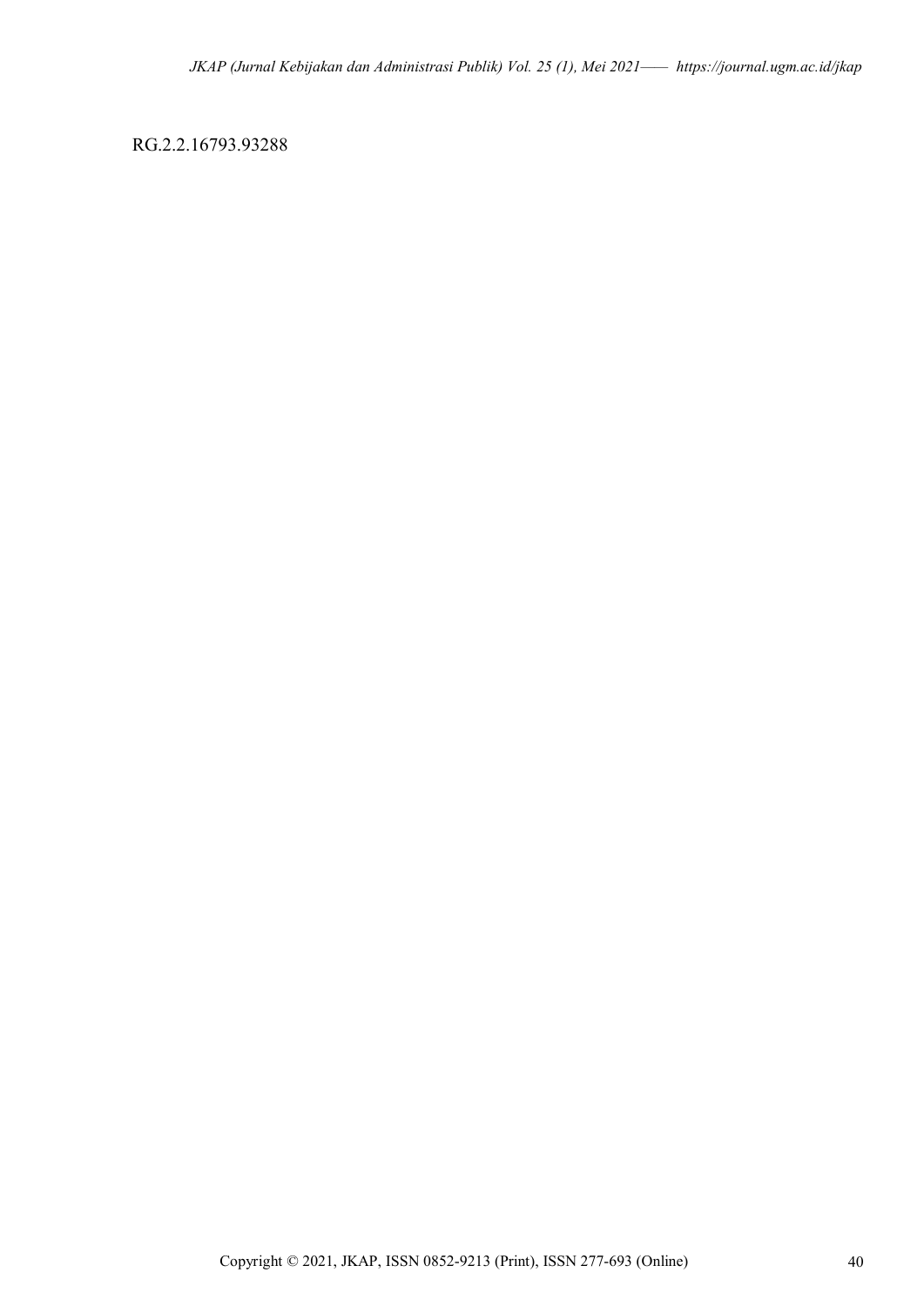RG.2.2.16793.93288